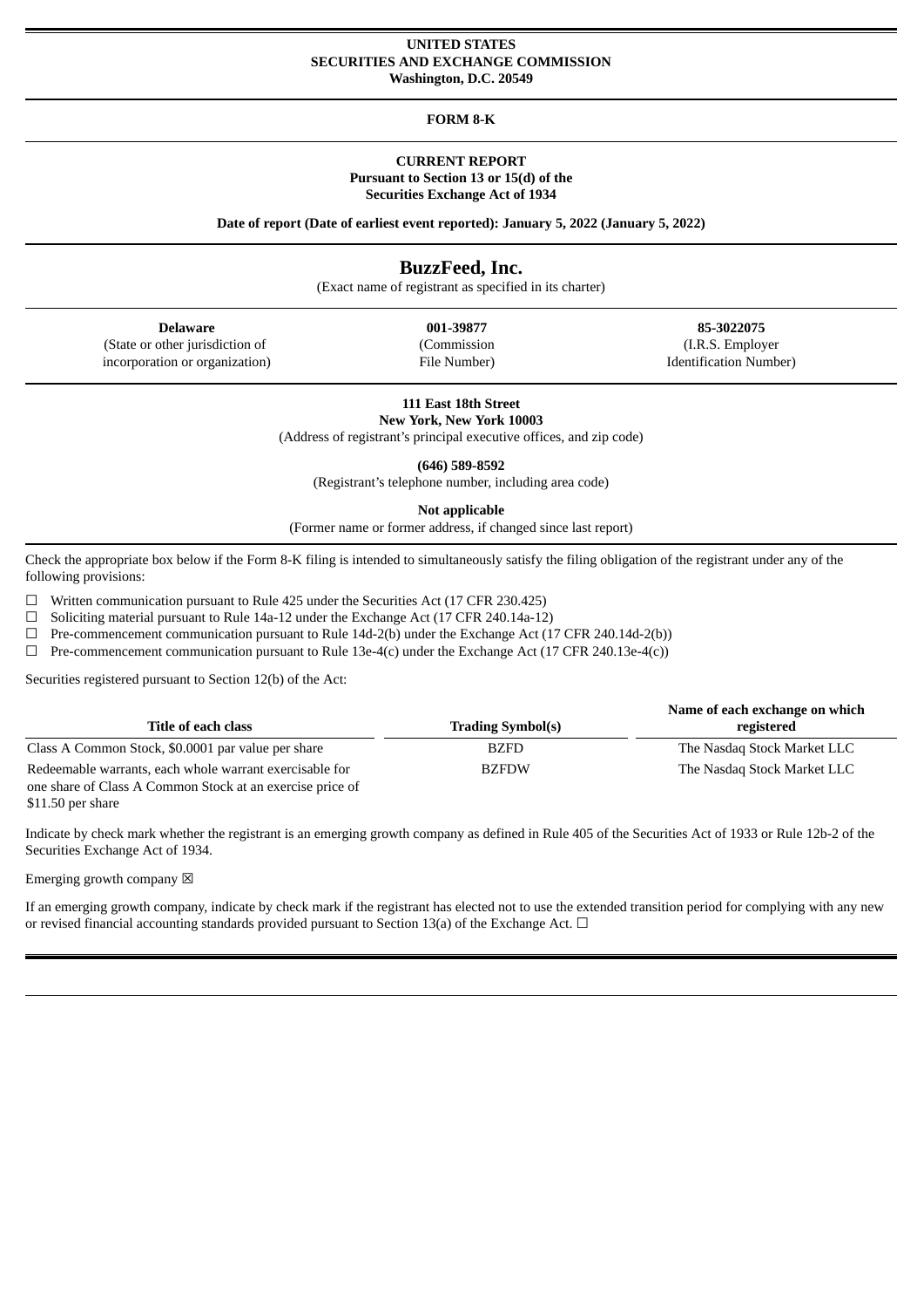**UNITED STATES**
**SECURITIES AND EXCHANGE COMMISSION**
**Washington, D.C. 20549**

**FORM 8-K**

**CURRENT REPORT**
**Pursuant to Section 13 or 15(d) of the**
**Securities Exchange Act of 1934**

**Date of report (Date of earliest event reported): January 5, 2022 (January 5, 2022)**

# BuzzFeed, Inc.

(Exact name of registrant as specified in its charter)

| **Delaware** | **001-39877** | **85-3022075** |
|---|---|---|
| (State or other jurisdiction of incorporation or organization) | (Commission File Number) | (I.R.S. Employer Identification Number) |

**111 East 18th Street**
**New York, New York 10003**
(Address of registrant's principal executive offices, and zip code)

**(646) 589-8592**
(Registrant's telephone number, including area code)

**Not applicable**
(Former name or former address, if changed since last report)

Check the appropriate box below if the Form 8-K filing is intended to simultaneously satisfy the filing obligation of the registrant under any of the following provisions:

☐ Written communication pursuant to Rule 425 under the Securities Act (17 CFR 230.425)
☐ Soliciting material pursuant to Rule 14a-12 under the Exchange Act (17 CFR 240.14a-12)
☐ Pre-commencement communication pursuant to Rule 14d-2(b) under the Exchange Act (17 CFR 240.14d-2(b))
☐ Pre-commencement communication pursuant to Rule 13e-4(c) under the Exchange Act (17 CFR 240.13e-4(c))

Securities registered pursuant to Section 12(b) of the Act:

| Title of each class | Trading Symbol(s) | Name of each exchange on which registered |
|---|---|---|
| Class A Common Stock, $0.0001 par value per share | BZFD | The Nasdaq Stock Market LLC |
| Redeemable warrants, each whole warrant exercisable for one share of Class A Common Stock at an exercise price of $11.50 per share | BZFDW | The Nasdaq Stock Market LLC |

Indicate by check mark whether the registrant is an emerging growth company as defined in Rule 405 of the Securities Act of 1933 or Rule 12b-2 of the Securities Exchange Act of 1934.

Emerging growth company ☒

If an emerging growth company, indicate by check mark if the registrant has elected not to use the extended transition period for complying with any new or revised financial accounting standards provided pursuant to Section 13(a) of the Exchange Act. ☐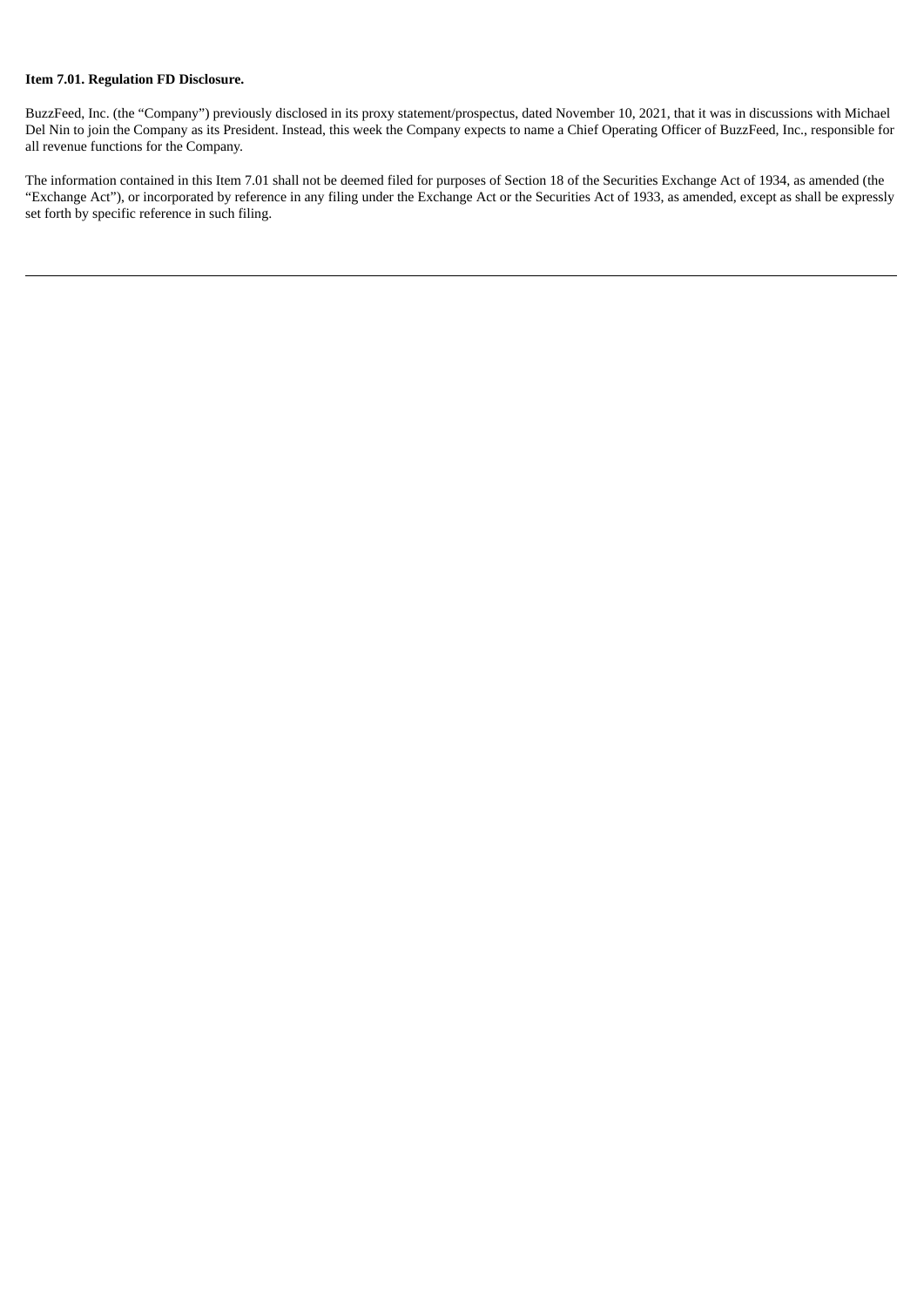**Item 7.01. Regulation FD Disclosure.**

BuzzFeed, Inc. (the "Company") previously disclosed in its proxy statement/prospectus, dated November 10, 2021, that it was in discussions with Michael Del Nin to join the Company as its President. Instead, this week the Company expects to name a Chief Operating Officer of BuzzFeed, Inc., responsible for all revenue functions for the Company.

The information contained in this Item 7.01 shall not be deemed filed for purposes of Section 18 of the Securities Exchange Act of 1934, as amended (the "Exchange Act"), or incorporated by reference in any filing under the Exchange Act or the Securities Act of 1933, as amended, except as shall be expressly set forth by specific reference in such filing.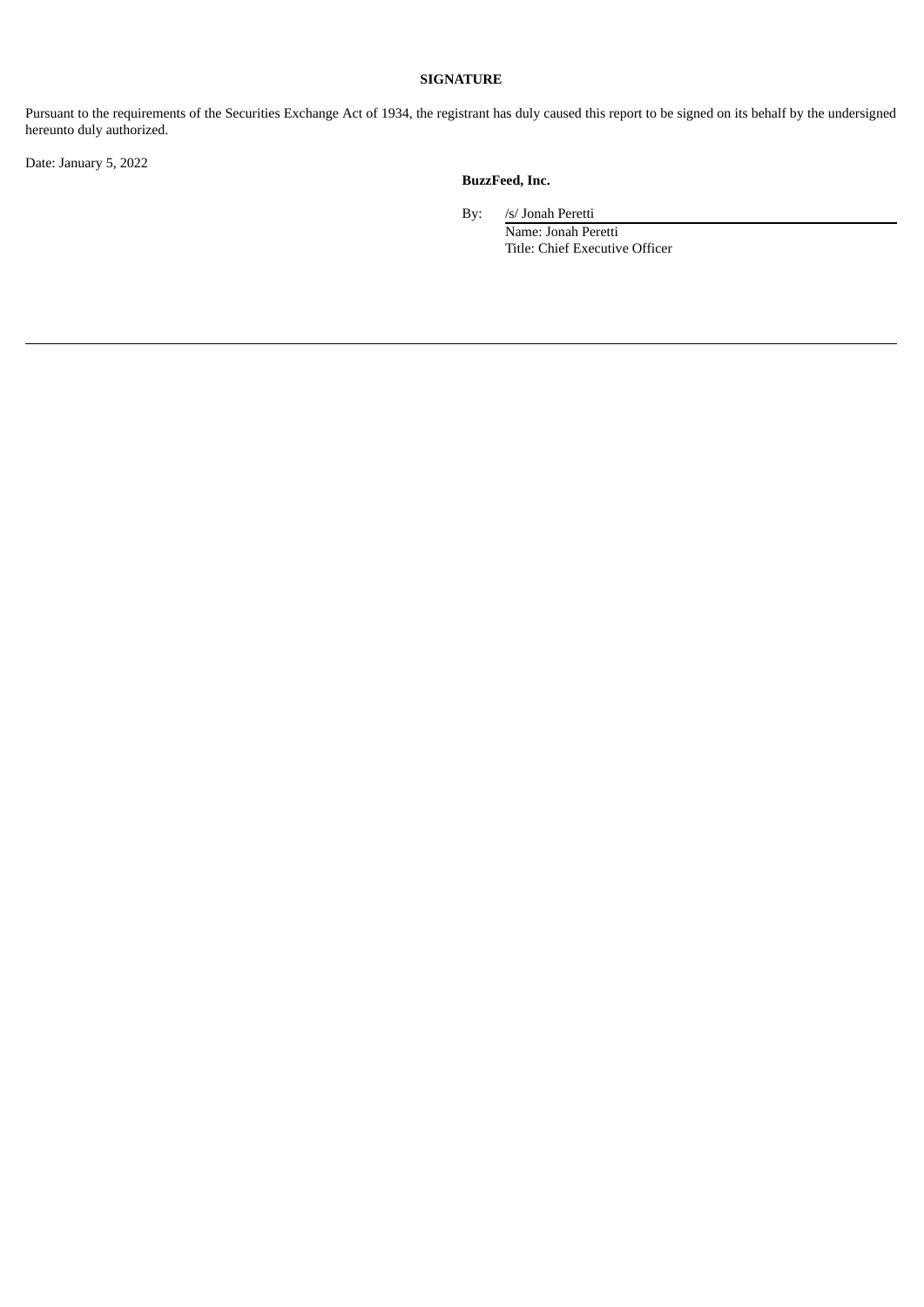**SIGNATURE**

Pursuant to the requirements of the Securities Exchange Act of 1934, the registrant has duly caused this report to be signed on its behalf by the undersigned hereunto duly authorized.

Date: January 5, 2022

**BuzzFeed, Inc.**

By: /s/ Jonah Peretti

Name: Jonah Peretti

Title: Chief Executive Officer